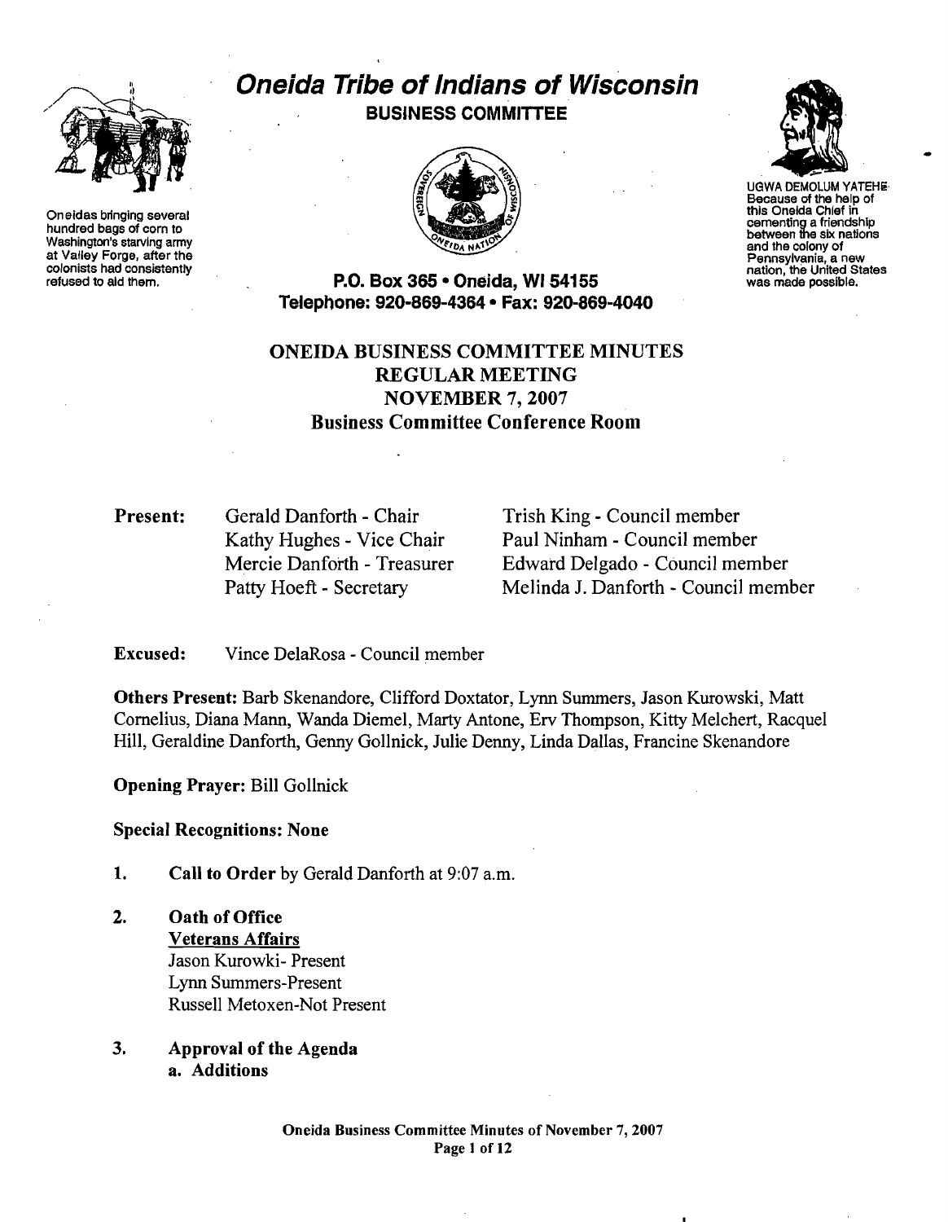Oneidas bringing several hundred bags of corn to Washington's starving army at Valley Forge, after the colonists had consistently refused to aid them.

# Oneida Tribe of Indians of Wisconsin

## BUSINESS COMMITTEE

UGWA DEMOLUM YATEHE Because of the help of this Oneida Chief in cementing a friendship between the six nations and the colony of Pennsylvania, a new nation, the United States was made possible.

**P.O. Box 365 • Oneida, WI 54155**
**Telephone: 920-869-4364 • Fax: 920-869-4040**

## ONEIDA BUSINESS COMMITTEE MINUTES
## REGULAR MEETING
## NOVEMBER 7, 2007
## Business Committee Conference Room

**Present:**

Gerald Danforth - Chair
Kathy Hughes - Vice Chair
Mercie Danforth - Treasurer
Patty Hoeft - Secretary
Trish King - Council member
Paul Ninham - Council member
Edward Delgado - Council member
Melinda J. Danforth - Council member

**Excused:** Vince DelaRosa - Council member

**Others Present:** Barb Skenandore, Clifford Doxtator, Lynn Summers, Jason Kurowski, Matt Cornelius, Diana Mann, Wanda Diemel, Marty Antone, Erv Thompson, Kitty Melchert, Racquel Hill, Geraldine Danforth, Genny Gollnick, Julie Denny, Linda Dallas, Francine Skenandore

**Opening Prayer:** Bill Gollnick

**Special Recognitions: None**

1. **Call to Order** by Gerald Danforth at 9:07 a.m.

2. **Oath of Office**
   <u>**Veterans Affairs**</u>
   Jason Kurowki- Present
   Lynn Summers-Present
   Russell Metoxen-Not Present

3. **Approval of the Agenda**
   **a. Additions**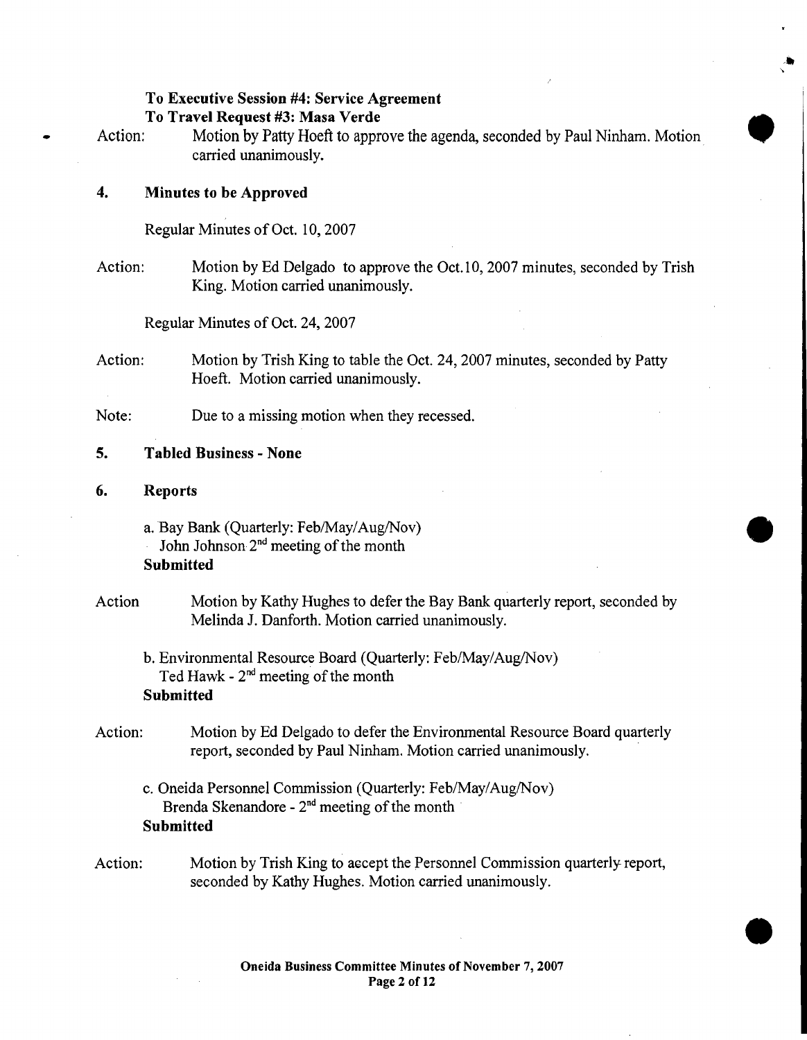**To Executive Session #4: Service Agreement**
**To Travel Request #3: Masa Verde**

Action: Motion by Patty Hoeft to approve the agenda, seconded by Paul Ninham. Motion carried unanimously.

## 4. Minutes to be Approved

Regular Minutes of Oct. 10, 2007

Action: Motion by Ed Delgado to approve the Oct.10, 2007 minutes, seconded by Trish King. Motion carried unanimously.

Regular Minutes of Oct. 24, 2007

Action: Motion by Trish King to table the Oct. 24, 2007 minutes, seconded by Patty Hoeft. Motion carried unanimously.

Note: Due to a missing motion when they recessed.

## 5. Tabled Business - None

## 6. Reports

a. Bay Bank (Quarterly: Feb/May/Aug/Nov)
John Johnson 2nd meeting of the month
**Submitted**

Action Motion by Kathy Hughes to defer the Bay Bank quarterly report, seconded by Melinda J. Danforth. Motion carried unanimously.

b. Environmental Resource Board (Quarterly: Feb/May/Aug/Nov)
Ted Hawk - 2nd meeting of the month
**Submitted**

Action: Motion by Ed Delgado to defer the Environmental Resource Board quarterly report, seconded by Paul Ninham. Motion carried unanimously.

c. Oneida Personnel Commission (Quarterly: Feb/May/Aug/Nov)
Brenda Skenandore - 2nd meeting of the month
**Submitted**

Action: Motion by Trish King to accept the Personnel Commission quarterly report, seconded by Kathy Hughes. Motion carried unanimously.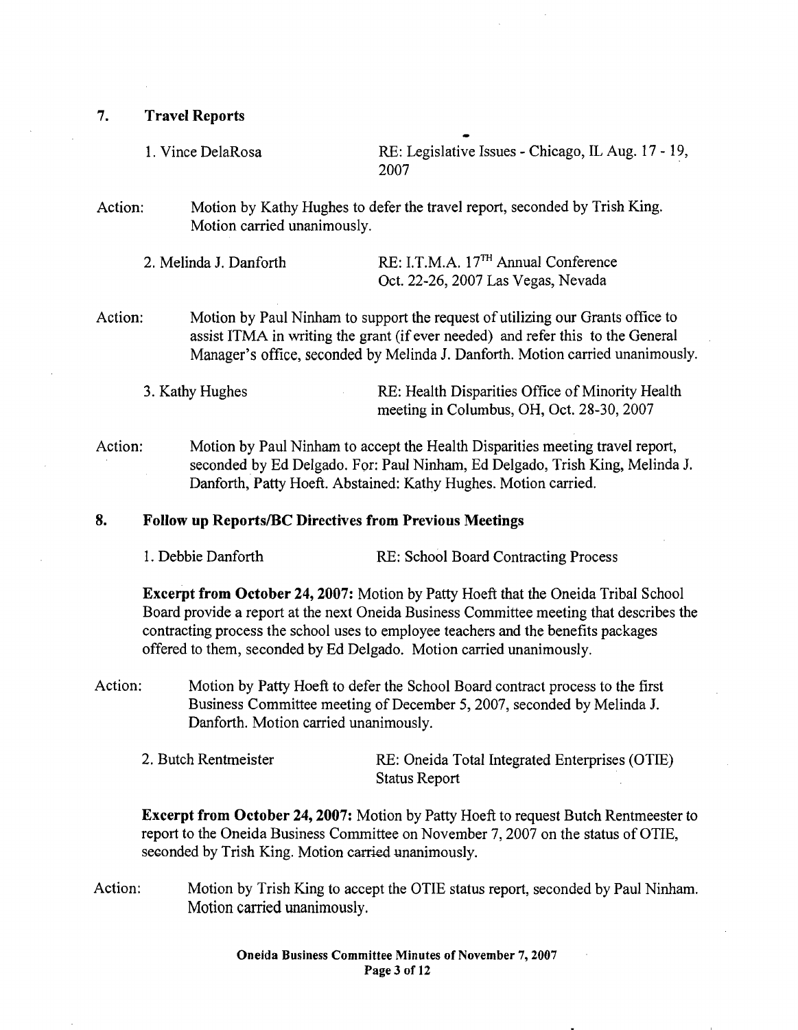## 7. Travel Reports

1. Vince DelaRosa RE: Legislative Issues - Chicago, IL Aug. 17 - 19, 2007

Action: Motion by Kathy Hughes to defer the travel report, seconded by Trish King. Motion carried unanimously.

2. Melinda J. Danforth RE: I.T.M.A. 17TH Annual Conference Oct. 22-26, 2007 Las Vegas, Nevada

Action: Motion by Paul Ninham to support the request of utilizing our Grants office to assist ITMA in writing the grant (if ever needed) and refer this to the General Manager's office, seconded by Melinda J. Danforth. Motion carried unanimously.

3. Kathy Hughes RE: Health Disparities Office of Minority Health meeting in Columbus, OH, Oct. 28-30, 2007

Action: Motion by Paul Ninham to accept the Health Disparities meeting travel report, seconded by Ed Delgado. For: Paul Ninham, Ed Delgado, Trish King, Melinda J. Danforth, Patty Hoeft. Abstained: Kathy Hughes. Motion carried.

## 8. Follow up Reports/BC Directives from Previous Meetings

1. Debbie Danforth RE: School Board Contracting Process

**Excerpt from October 24, 2007:** Motion by Patty Hoeft that the Oneida Tribal School Board provide a report at the next Oneida Business Committee meeting that describes the contracting process the school uses to employee teachers and the benefits packages offered to them, seconded by Ed Delgado. Motion carried unanimously.

Action: Motion by Patty Hoeft to defer the School Board contract process to the first Business Committee meeting of December 5, 2007, seconded by Melinda J. Danforth. Motion carried unanimously.

2. Butch Rentmeister RE: Oneida Total Integrated Enterprises (OTIE) Status Report

**Excerpt from October 24, 2007:** Motion by Patty Hoeft to request Butch Rentmeester to report to the Oneida Business Committee on November 7, 2007 on the status of OTIE, seconded by Trish King. Motion carried unanimously.

Action: Motion by Trish King to accept the OTIE status report, seconded by Paul Ninham. Motion carried unanimously.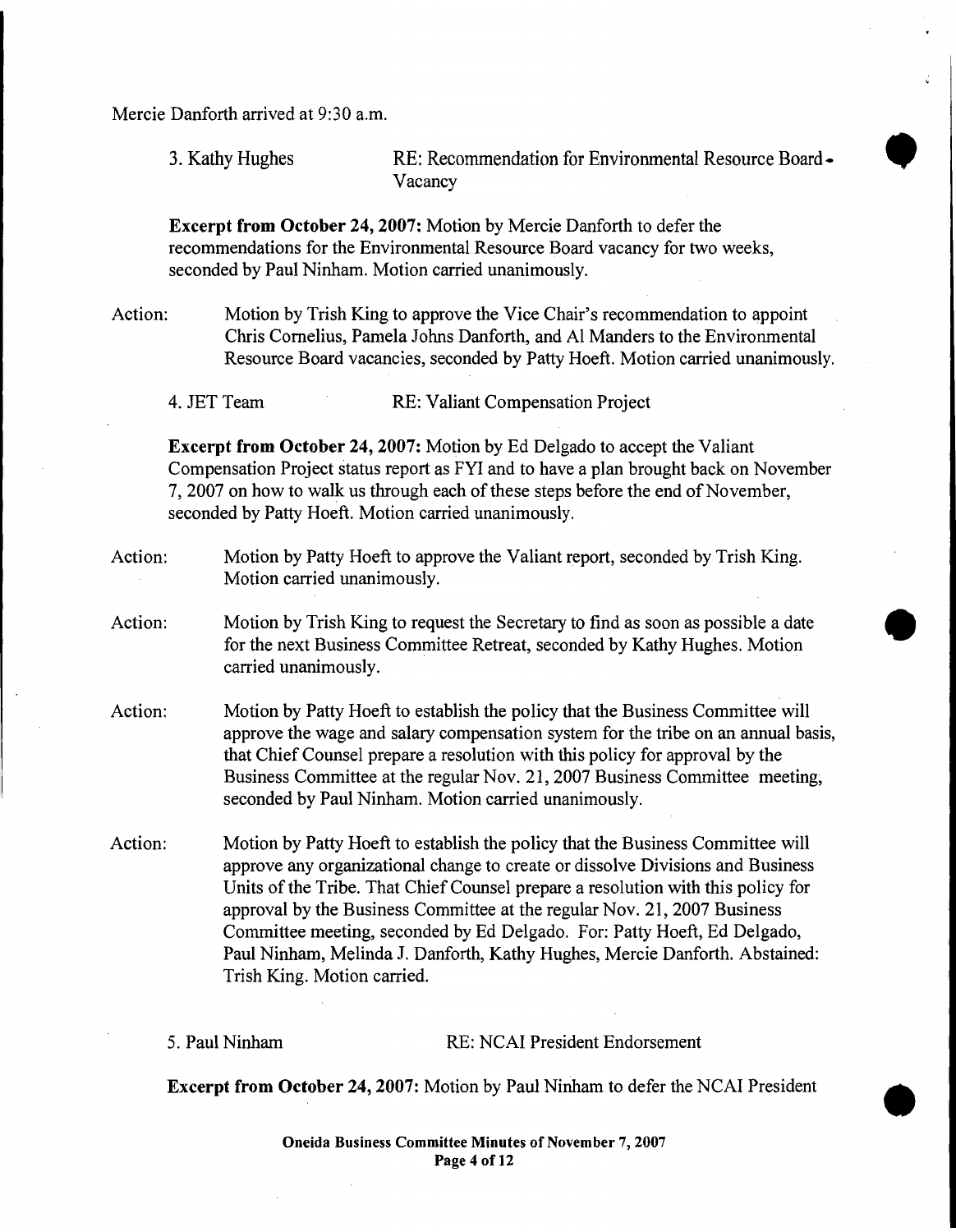Mercie Danforth arrived at 9:30 a.m.

3. Kathy Hughes RE: Recommendation for Environmental Resource Board - Vacancy

**Excerpt from October 24, 2007:** Motion by Mercie Danforth to defer the recommendations for the Environmental Resource Board vacancy for two weeks, seconded by Paul Ninham. Motion carried unanimously.

Action: Motion by Trish King to approve the Vice Chair's recommendation to appoint Chris Cornelius, Pamela Johns Danforth, and Al Manders to the Environmental Resource Board vacancies, seconded by Patty Hoeft. Motion carried unanimously.

4. JET Team RE: Valiant Compensation Project

**Excerpt from October 24, 2007:** Motion by Ed Delgado to accept the Valiant Compensation Project status report as FYI and to have a plan brought back on November 7, 2007 on how to walk us through each of these steps before the end of November, seconded by Patty Hoeft. Motion carried unanimously.

Action: Motion by Patty Hoeft to approve the Valiant report, seconded by Trish King. Motion carried unanimously.

Action: Motion by Trish King to request the Secretary to find as soon as possible a date for the next Business Committee Retreat, seconded by Kathy Hughes. Motion carried unanimously.

Action: Motion by Patty Hoeft to establish the policy that the Business Committee will approve the wage and salary compensation system for the tribe on an annual basis, that Chief Counsel prepare a resolution with this policy for approval by the Business Committee at the regular Nov. 21, 2007 Business Committee meeting, seconded by Paul Ninham. Motion carried unanimously.

Action: Motion by Patty Hoeft to establish the policy that the Business Committee will approve any organizational change to create or dissolve Divisions and Business Units of the Tribe. That Chief Counsel prepare a resolution with this policy for approval by the Business Committee at the regular Nov. 21, 2007 Business Committee meeting, seconded by Ed Delgado. For: Patty Hoeft, Ed Delgado, Paul Ninham, Melinda J. Danforth, Kathy Hughes, Mercie Danforth. Abstained: Trish King. Motion carried.

5. Paul Ninham RE: NCAI President Endorsement

**Excerpt from October 24, 2007:** Motion by Paul Ninham to defer the NCAI President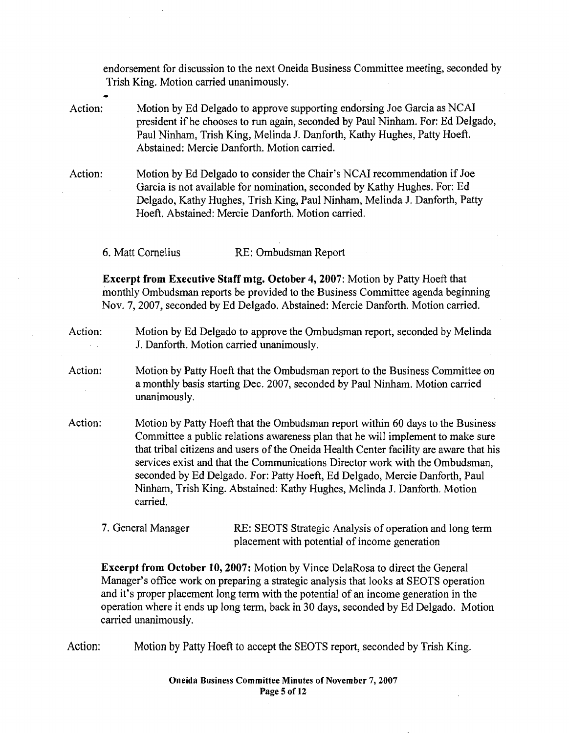endorsement for discussion to the next Oneida Business Committee meeting, seconded by Trish King. Motion carried unanimously.

Action: Motion by Ed Delgado to approve supporting endorsing Joe Garcia as NCAI president if he chooses to run again, seconded by Paul Ninham. For: Ed Delgado, Paul Ninham, Trish King, Melinda J. Danforth, Kathy Hughes, Patty Hoeft. Abstained: Mercie Danforth. Motion carried.

Action: Motion by Ed Delgado to consider the Chair's NCAI recommendation if Joe Garcia is not available for nomination, seconded by Kathy Hughes. For: Ed Delgado, Kathy Hughes, Trish King, Paul Ninham, Melinda J. Danforth, Patty Hoeft. Abstained: Mercie Danforth. Motion carried.

6. Matt Cornelius RE: Ombudsman Report

**Excerpt from Executive Staff mtg. October 4, 2007**: Motion by Patty Hoeft that monthly Ombudsman reports be provided to the Business Committee agenda beginning Nov. 7, 2007, seconded by Ed Delgado. Abstained: Mercie Danforth. Motion carried.

Action: Motion by Ed Delgado to approve the Ombudsman report, seconded by Melinda J. Danforth. Motion carried unanimously.

Action: Motion by Patty Hoeft that the Ombudsman report to the Business Committee on a monthly basis starting Dec. 2007, seconded by Paul Ninham. Motion carried unanimously.

Action: Motion by Patty Hoeft that the Ombudsman report within 60 days to the Business Committee a public relations awareness plan that he will implement to make sure that tribal citizens and users of the Oneida Health Center facility are aware that his services exist and that the Communications Director work with the Ombudsman, seconded by Ed Delgado. For: Patty Hoeft, Ed Delgado, Mercie Danforth, Paul Ninham, Trish King. Abstained: Kathy Hughes, Melinda J. Danforth. Motion carried.

7. General Manager RE: SEOTS Strategic Analysis of operation and long term placement with potential of income generation

**Excerpt from October 10, 2007:** Motion by Vince DelaRosa to direct the General Manager's office work on preparing a strategic analysis that looks at SEOTS operation and it's proper placement long term with the potential of an income generation in the operation where it ends up long term, back in 30 days, seconded by Ed Delgado. Motion carried unanimously.

Action: Motion by Patty Hoeft to accept the SEOTS report, seconded by Trish King.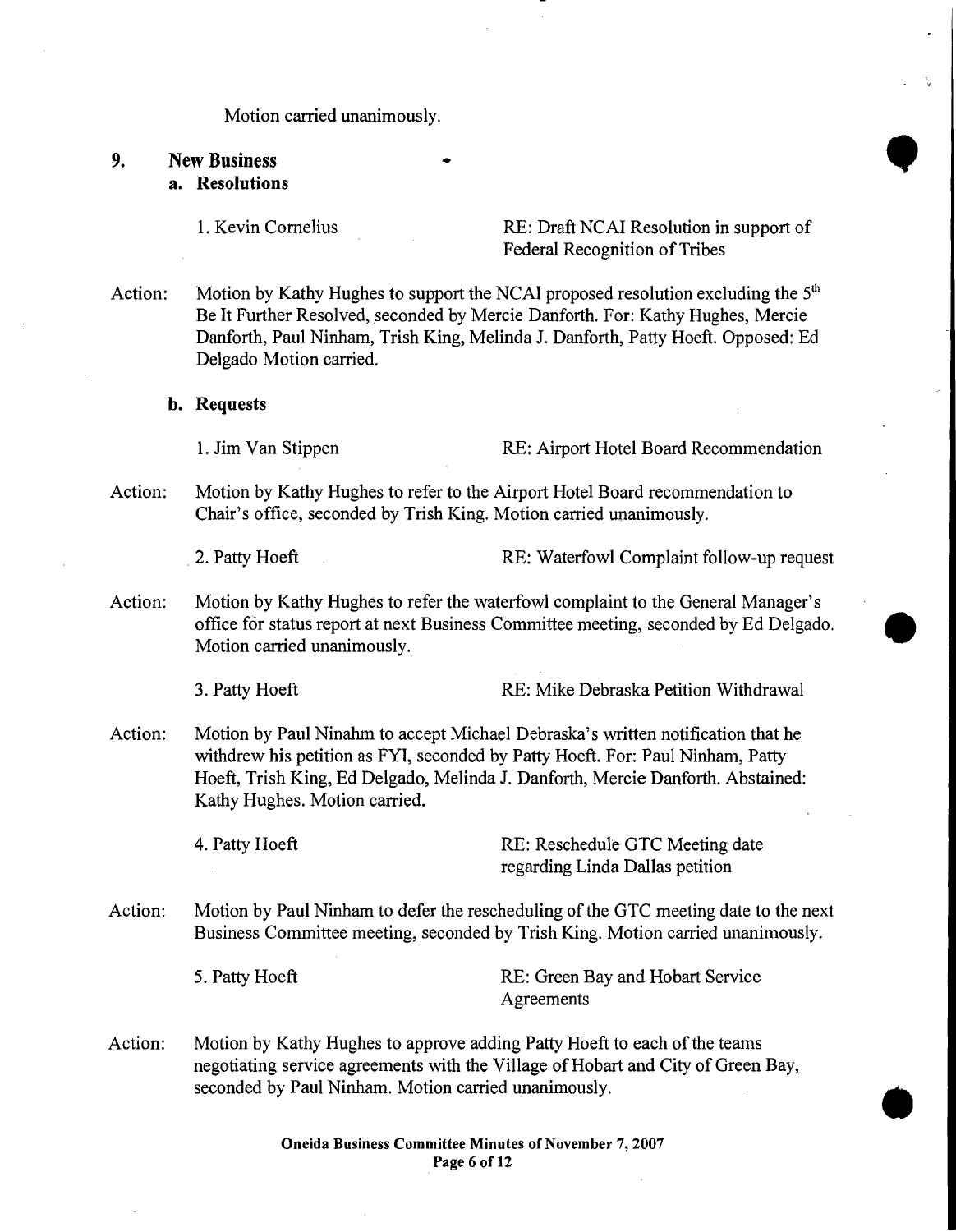Motion carried unanimously.

## 9. New Business

### a. Resolutions

1. Kevin Cornelius — RE: Draft NCAI Resolution in support of Federal Recognition of Tribes

Action: Motion by Kathy Hughes to support the NCAI proposed resolution excluding the 5th Be It Further Resolved, seconded by Mercie Danforth. For: Kathy Hughes, Mercie Danforth, Paul Ninham, Trish King, Melinda J. Danforth, Patty Hoeft. Opposed: Ed Delgado Motion carried.

### b. Requests

1. Jim Van Stippen — RE: Airport Hotel Board Recommendation

Action: Motion by Kathy Hughes to refer to the Airport Hotel Board recommendation to Chair's office, seconded by Trish King. Motion carried unanimously.

2. Patty Hoeft — RE: Waterfowl Complaint follow-up request

Action: Motion by Kathy Hughes to refer the waterfowl complaint to the General Manager's office for status report at next Business Committee meeting, seconded by Ed Delgado. Motion carried unanimously.

3. Patty Hoeft — RE: Mike Debraska Petition Withdrawal

Action: Motion by Paul Ninahm to accept Michael Debraska's written notification that he withdrew his petition as FYI, seconded by Patty Hoeft. For: Paul Ninham, Patty Hoeft, Trish King, Ed Delgado, Melinda J. Danforth, Mercie Danforth. Abstained: Kathy Hughes. Motion carried.

4. Patty Hoeft — RE: Reschedule GTC Meeting date regarding Linda Dallas petition

Action: Motion by Paul Ninham to defer the rescheduling of the GTC meeting date to the next Business Committee meeting, seconded by Trish King. Motion carried unanimously.

5. Patty Hoeft — RE: Green Bay and Hobart Service Agreements

Action: Motion by Kathy Hughes to approve adding Patty Hoeft to each of the teams negotiating service agreements with the Village of Hobart and City of Green Bay, seconded by Paul Ninham. Motion carried unanimously.

**Oneida Business Committee Minutes of November 7, 2007**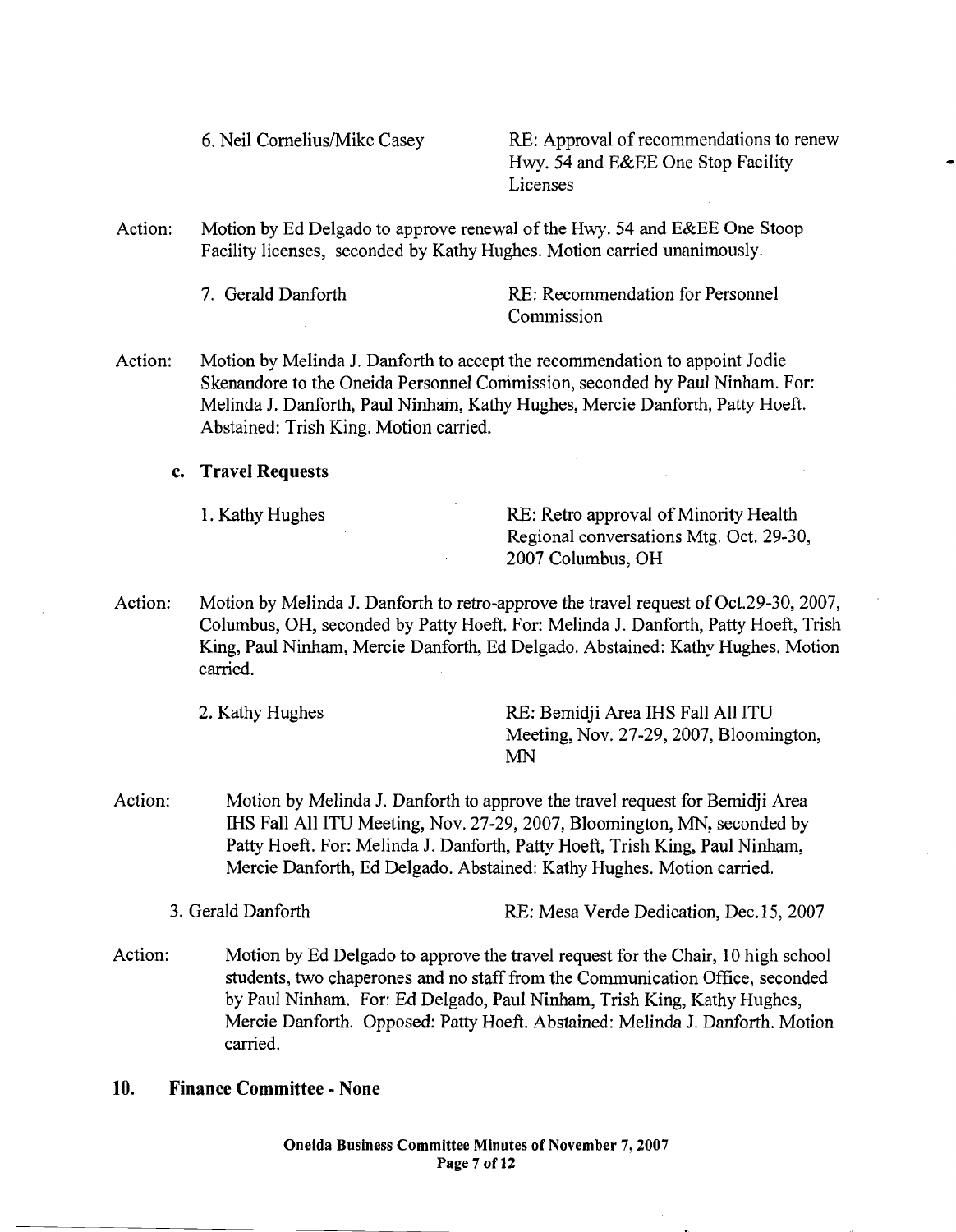6. Neil Cornelius/Mike Casey — RE: Approval of recommendations to renew Hwy. 54 and E&EE One Stop Facility Licenses

Action: Motion by Ed Delgado to approve renewal of the Hwy. 54 and E&EE One Stoop Facility licenses, seconded by Kathy Hughes. Motion carried unanimously.

7. Gerald Danforth — RE: Recommendation for Personnel Commission

Action: Motion by Melinda J. Danforth to accept the recommendation to appoint Jodie Skenandore to the Oneida Personnel Commission, seconded by Paul Ninham. For: Melinda J. Danforth, Paul Ninham, Kathy Hughes, Mercie Danforth, Patty Hoeft. Abstained: Trish King. Motion carried.

**c. Travel Requests**

1. Kathy Hughes — RE: Retro approval of Minority Health Regional conversations Mtg. Oct. 29-30, 2007 Columbus, OH

Action: Motion by Melinda J. Danforth to retro-approve the travel request of Oct.29-30, 2007, Columbus, OH, seconded by Patty Hoeft. For: Melinda J. Danforth, Patty Hoeft, Trish King, Paul Ninham, Mercie Danforth, Ed Delgado. Abstained: Kathy Hughes. Motion carried.

2. Kathy Hughes — RE: Bemidji Area IHS Fall All ITU Meeting, Nov. 27-29, 2007, Bloomington, MN

Action: Motion by Melinda J. Danforth to approve the travel request for Bemidji Area IHS Fall All ITU Meeting, Nov. 27-29, 2007, Bloomington, MN, seconded by Patty Hoeft. For: Melinda J. Danforth, Patty Hoeft, Trish King, Paul Ninham, Mercie Danforth, Ed Delgado. Abstained: Kathy Hughes. Motion carried.

3. Gerald Danforth — RE: Mesa Verde Dedication, Dec.15, 2007

Action: Motion by Ed Delgado to approve the travel request for the Chair, 10 high school students, two chaperones and no staff from the Communication Office, seconded by Paul Ninham. For: Ed Delgado, Paul Ninham, Trish King, Kathy Hughes, Mercie Danforth. Opposed: Patty Hoeft. Abstained: Melinda J. Danforth. Motion carried.

## 10. Finance Committee - None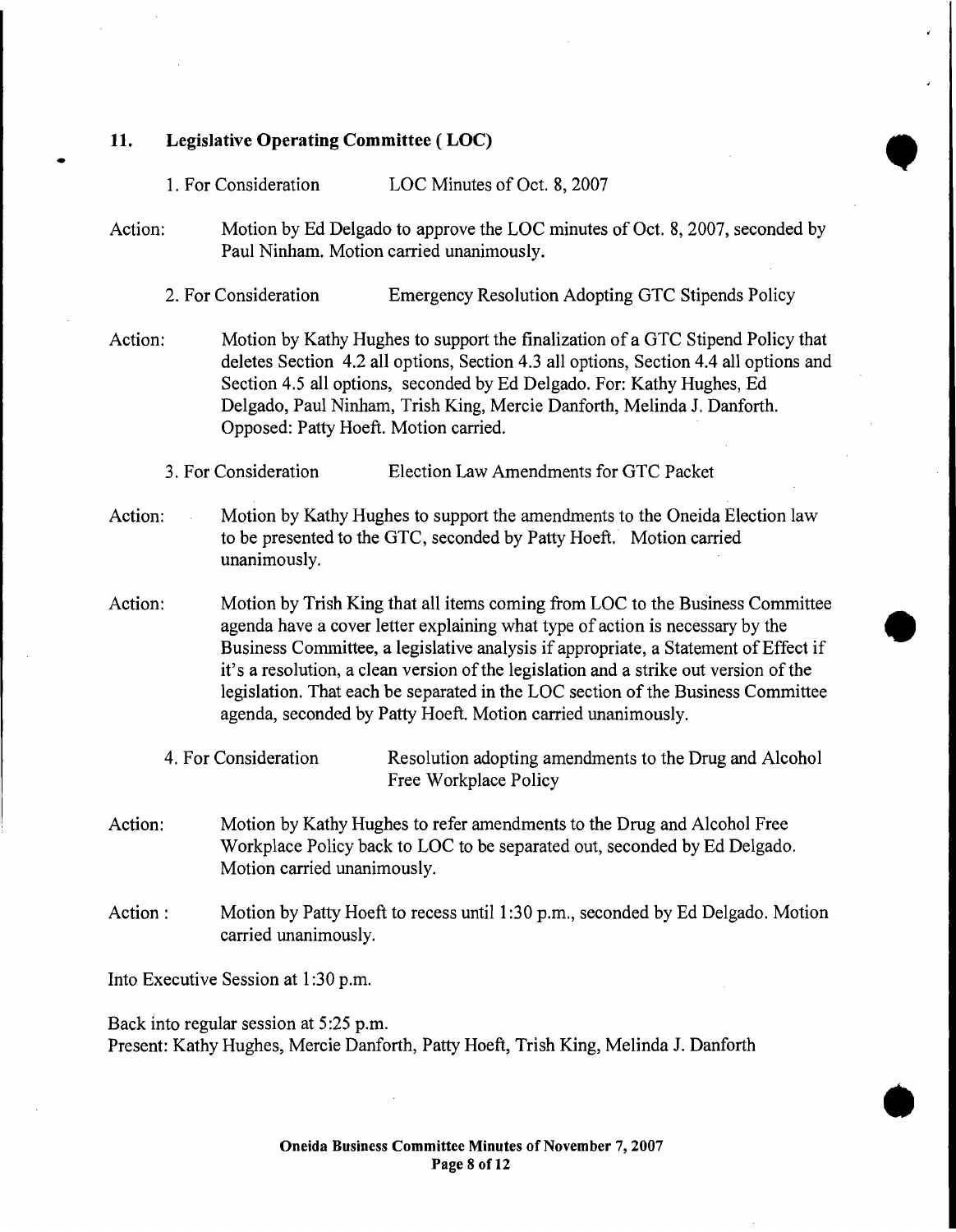## 11. Legislative Operating Committee ( LOC)

1. For Consideration LOC Minutes of Oct. 8, 2007

Action: Motion by Ed Delgado to approve the LOC minutes of Oct. 8, 2007, seconded by Paul Ninham. Motion carried unanimously.

2. For Consideration Emergency Resolution Adopting GTC Stipends Policy

Action: Motion by Kathy Hughes to support the finalization of a GTC Stipend Policy that deletes Section 4.2 all options, Section 4.3 all options, Section 4.4 all options and Section 4.5 all options, seconded by Ed Delgado. For: Kathy Hughes, Ed Delgado, Paul Ninham, Trish King, Mercie Danforth, Melinda J. Danforth. Opposed: Patty Hoeft. Motion carried.

3. For Consideration Election Law Amendments for GTC Packet

Action: Motion by Kathy Hughes to support the amendments to the Oneida Election law to be presented to the GTC, seconded by Patty Hoeft. Motion carried unanimously.

Action: Motion by Trish King that all items coming from LOC to the Business Committee agenda have a cover letter explaining what type of action is necessary by the Business Committee, a legislative analysis if appropriate, a Statement of Effect if it's a resolution, a clean version of the legislation and a strike out version of the legislation. That each be separated in the LOC section of the Business Committee agenda, seconded by Patty Hoeft. Motion carried unanimously.

4. For Consideration Resolution adopting amendments to the Drug and Alcohol Free Workplace Policy

Action: Motion by Kathy Hughes to refer amendments to the Drug and Alcohol Free Workplace Policy back to LOC to be separated out, seconded by Ed Delgado. Motion carried unanimously.

Action : Motion by Patty Hoeft to recess until 1:30 p.m., seconded by Ed Delgado. Motion carried unanimously.

Into Executive Session at 1:30 p.m.

Back into regular session at 5:25 p.m.
Present: Kathy Hughes, Mercie Danforth, Patty Hoeft, Trish King, Melinda J. Danforth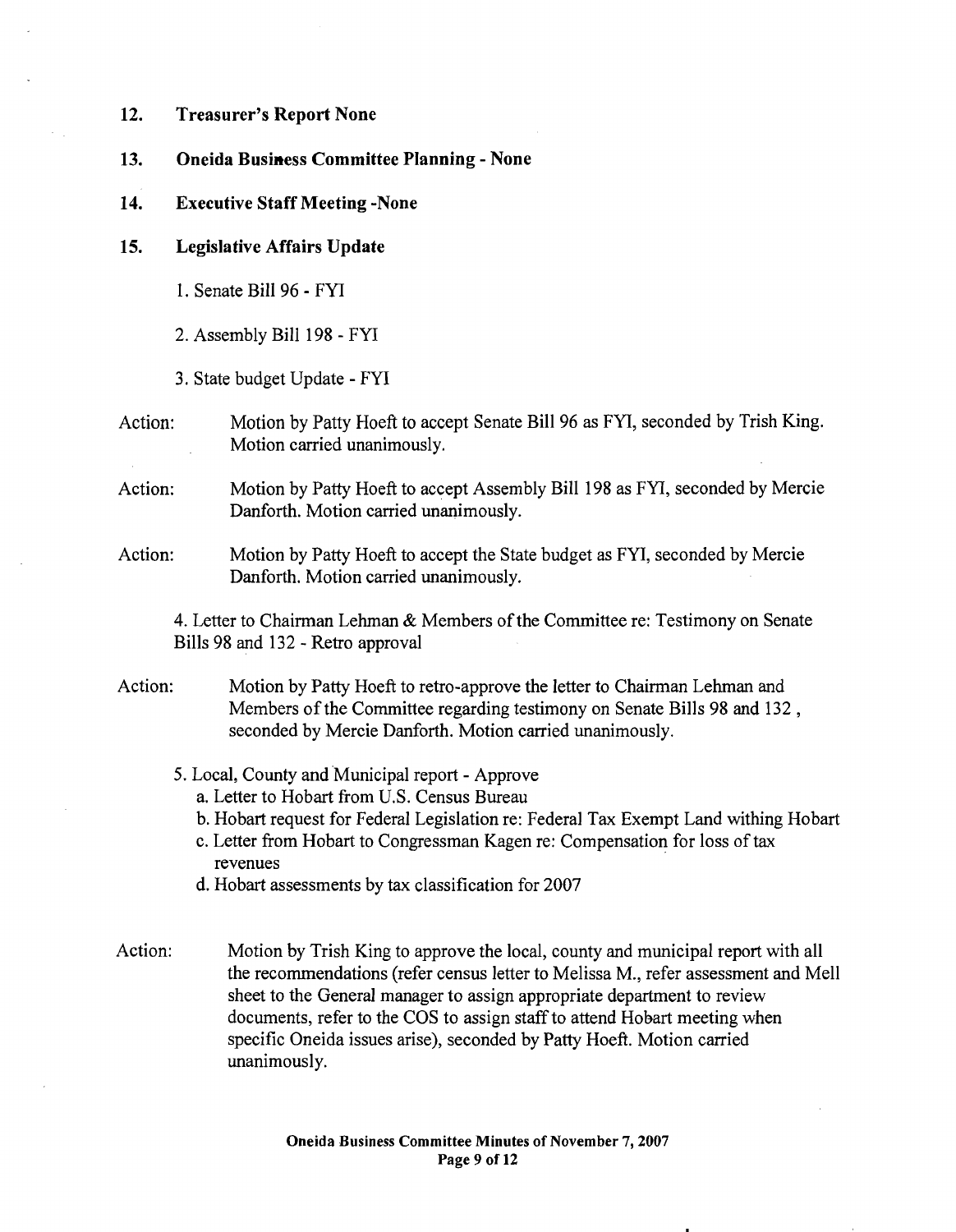## 12. Treasurer's Report None

## 13. Oneida Business Committee Planning - None

## 14. Executive Staff Meeting -None

## 15. Legislative Affairs Update

1. Senate Bill 96 - FYI

2. Assembly Bill 198 - FYI

3. State budget Update - FYI

Action: Motion by Patty Hoeft to accept Senate Bill 96 as FYI, seconded by Trish King. Motion carried unanimously.

Action: Motion by Patty Hoeft to accept Assembly Bill 198 as FYI, seconded by Mercie Danforth. Motion carried unanimously.

Action: Motion by Patty Hoeft to accept the State budget as FYI, seconded by Mercie Danforth. Motion carried unanimously.

4. Letter to Chairman Lehman & Members of the Committee re: Testimony on Senate Bills 98 and 132 - Retro approval

Action: Motion by Patty Hoeft to retro-approve the letter to Chairman Lehman and Members of the Committee regarding testimony on Senate Bills 98 and 132 , seconded by Mercie Danforth. Motion carried unanimously.

5. Local, County and Municipal report - Approve
   a. Letter to Hobart from U.S. Census Bureau
   b. Hobart request for Federal Legislation re: Federal Tax Exempt Land withing Hobart
   c. Letter from Hobart to Congressman Kagen re: Compensation for loss of tax revenues
   d. Hobart assessments by tax classification for 2007

Action: Motion by Trish King to approve the local, county and municipal report with all the recommendations (refer census letter to Melissa M., refer assessment and Mell sheet to the General manager to assign appropriate department to review documents, refer to the COS to assign staff to attend Hobart meeting when specific Oneida issues arise), seconded by Patty Hoeft. Motion carried unanimously.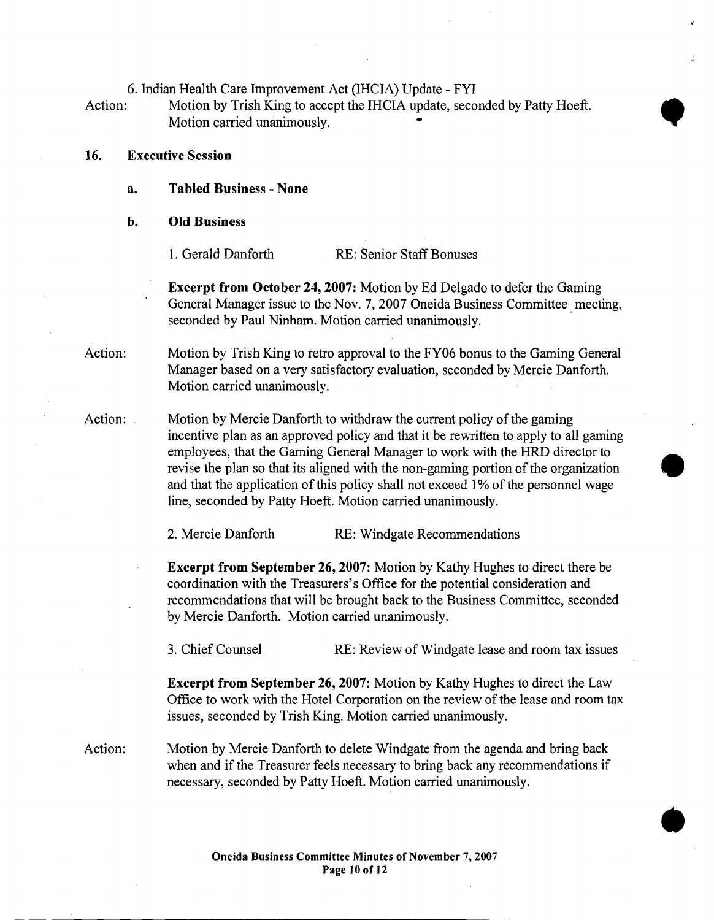6. Indian Health Care Improvement Act (IHCIA) Update - FYI

Action: Motion by Trish King to accept the IHCIA update, seconded by Patty Hoeft. Motion carried unanimously.

## 16. Executive Session

### a. Tabled Business - None

### b. Old Business

1. Gerald Danforth — RE: Senior Staff Bonuses

**Excerpt from October 24, 2007:** Motion by Ed Delgado to defer the Gaming General Manager issue to the Nov. 7, 2007 Oneida Business Committee meeting, seconded by Paul Ninham. Motion carried unanimously.

Action: Motion by Trish King to retro approval to the FY06 bonus to the Gaming General Manager based on a very satisfactory evaluation, seconded by Mercie Danforth. Motion carried unanimously.

Action: Motion by Mercie Danforth to withdraw the current policy of the gaming incentive plan as an approved policy and that it be rewritten to apply to all gaming employees, that the Gaming General Manager to work with the HRD director to revise the plan so that its aligned with the non-gaming portion of the organization and that the application of this policy shall not exceed 1% of the personnel wage line, seconded by Patty Hoeft. Motion carried unanimously.

2. Mercie Danforth — RE: Windgate Recommendations

**Excerpt from September 26, 2007:** Motion by Kathy Hughes to direct there be coordination with the Treasurers's Office for the potential consideration and recommendations that will be brought back to the Business Committee, seconded by Mercie Danforth. Motion carried unanimously.

3. Chief Counsel — RE: Review of Windgate lease and room tax issues

**Excerpt from September 26, 2007:** Motion by Kathy Hughes to direct the Law Office to work with the Hotel Corporation on the review of the lease and room tax issues, seconded by Trish King. Motion carried unanimously.

Action: Motion by Mercie Danforth to delete Windgate from the agenda and bring back when and if the Treasurer feels necessary to bring back any recommendations if necessary, seconded by Patty Hoeft. Motion carried unanimously.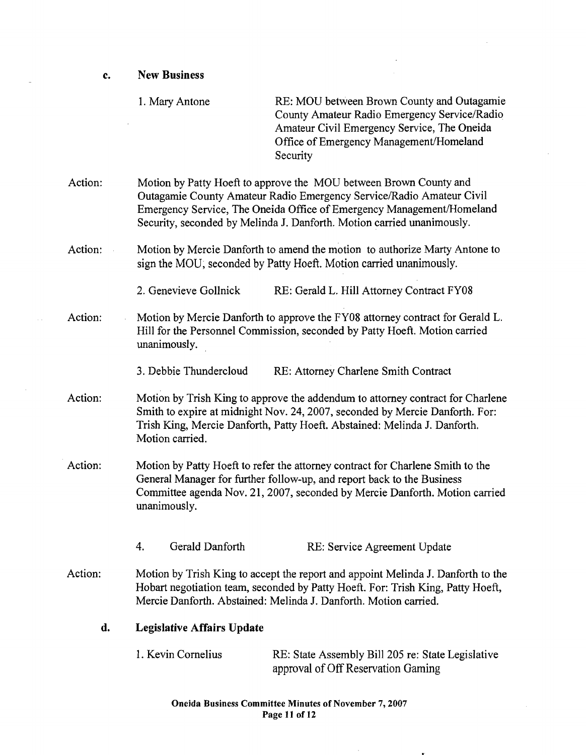**c. New Business**

1. Mary Antone — RE: MOU between Brown County and Outagamie County Amateur Radio Emergency Service/Radio Amateur Civil Emergency Service, The Oneida Office of Emergency Management/Homeland Security

Action: Motion by Patty Hoeft to approve the MOU between Brown County and Outagamie County Amateur Radio Emergency Service/Radio Amateur Civil Emergency Service, The Oneida Office of Emergency Management/Homeland Security, seconded by Melinda J. Danforth. Motion carried unanimously.

Action: Motion by Mercie Danforth to amend the motion to authorize Marty Antone to sign the MOU, seconded by Patty Hoeft. Motion carried unanimously.

2. Genevieve Gollnick — RE: Gerald L. Hill Attorney Contract FY08

Action: Motion by Mercie Danforth to approve the FY08 attorney contract for Gerald L. Hill for the Personnel Commission, seconded by Patty Hoeft. Motion carried unanimously.

3. Debbie Thundercloud — RE: Attorney Charlene Smith Contract

Action: Motion by Trish King to approve the addendum to attorney contract for Charlene Smith to expire at midnight Nov. 24, 2007, seconded by Mercie Danforth. For: Trish King, Mercie Danforth, Patty Hoeft. Abstained: Melinda J. Danforth. Motion carried.

Action: Motion by Patty Hoeft to refer the attorney contract for Charlene Smith to the General Manager for further follow-up, and report back to the Business Committee agenda Nov. 21, 2007, seconded by Mercie Danforth. Motion carried unanimously.

4. Gerald Danforth — RE: Service Agreement Update

Action: Motion by Trish King to accept the report and appoint Melinda J. Danforth to the Hobart negotiation team, seconded by Patty Hoeft. For: Trish King, Patty Hoeft, Mercie Danforth. Abstained: Melinda J. Danforth. Motion carried.

**d. Legislative Affairs Update**

1. Kevin Cornelius — RE: State Assembly Bill 205 re: State Legislative approval of Off Reservation Gaming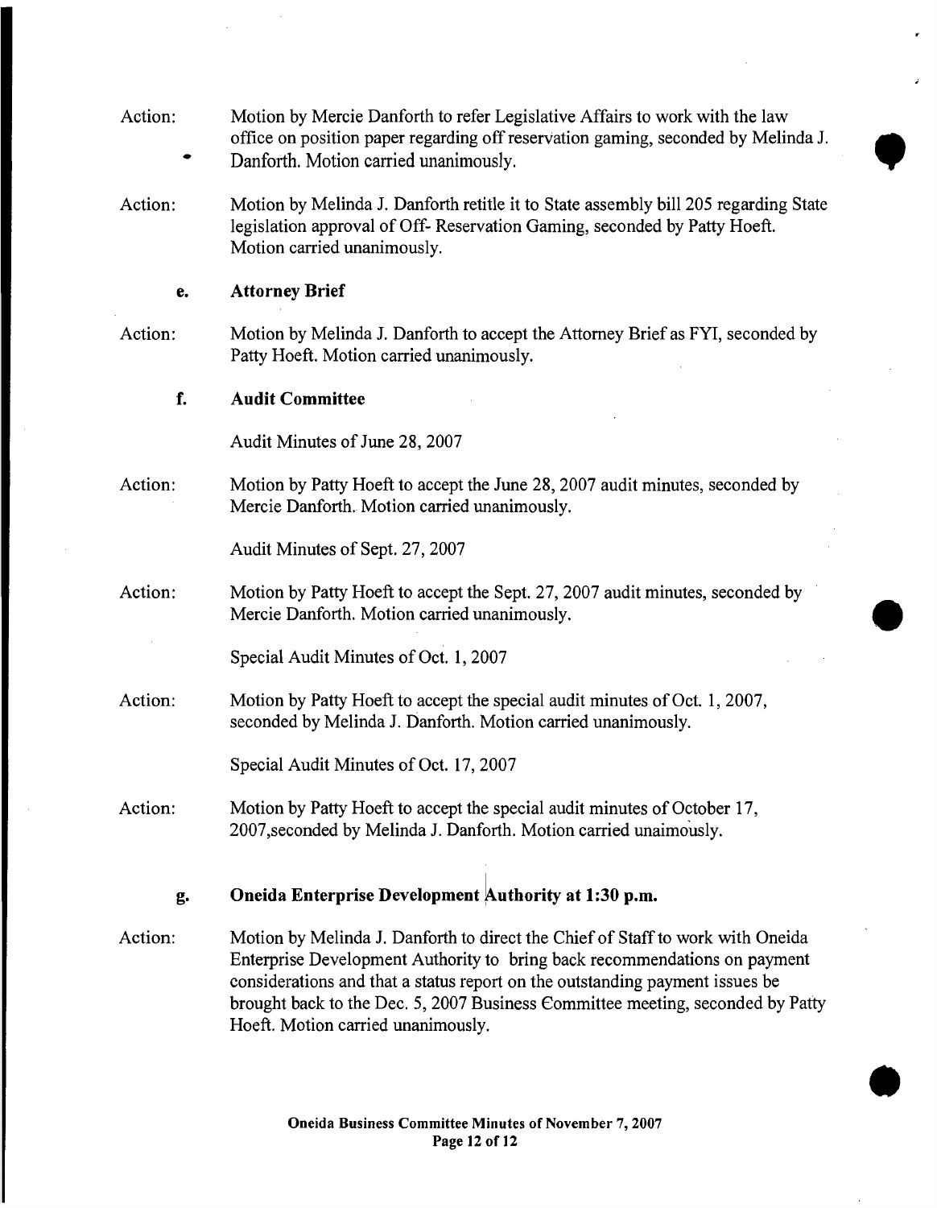Action: Motion by Mercie Danforth to refer Legislative Affairs to work with the law office on position paper regarding off reservation gaming, seconded by Melinda J. Danforth. Motion carried unanimously.

Action: Motion by Melinda J. Danforth retitle it to State assembly bill 205 regarding State legislation approval of Off- Reservation Gaming, seconded by Patty Hoeft. Motion carried unanimously.

### e. Attorney Brief

Action: Motion by Melinda J. Danforth to accept the Attorney Brief as FYI, seconded by Patty Hoeft. Motion carried unanimously.

### f. Audit Committee

Audit Minutes of June 28, 2007

Action: Motion by Patty Hoeft to accept the June 28, 2007 audit minutes, seconded by Mercie Danforth. Motion carried unanimously.

Audit Minutes of Sept. 27, 2007

Action: Motion by Patty Hoeft to accept the Sept. 27, 2007 audit minutes, seconded by Mercie Danforth. Motion carried unanimously.

Special Audit Minutes of Oct. 1, 2007

Action: Motion by Patty Hoeft to accept the special audit minutes of Oct. 1, 2007, seconded by Melinda J. Danforth. Motion carried unanimously.

Special Audit Minutes of Oct. 17, 2007

Action: Motion by Patty Hoeft to accept the special audit minutes of October 17, 2007,seconded by Melinda J. Danforth. Motion carried unaimously.

### g. Oneida Enterprise Development Authority at 1:30 p.m.

Action: Motion by Melinda J. Danforth to direct the Chief of Staff to work with Oneida Enterprise Development Authority to bring back recommendations on payment considerations and that a status report on the outstanding payment issues be brought back to the Dec. 5, 2007 Business Committee meeting, seconded by Patty Hoeft. Motion carried unanimously.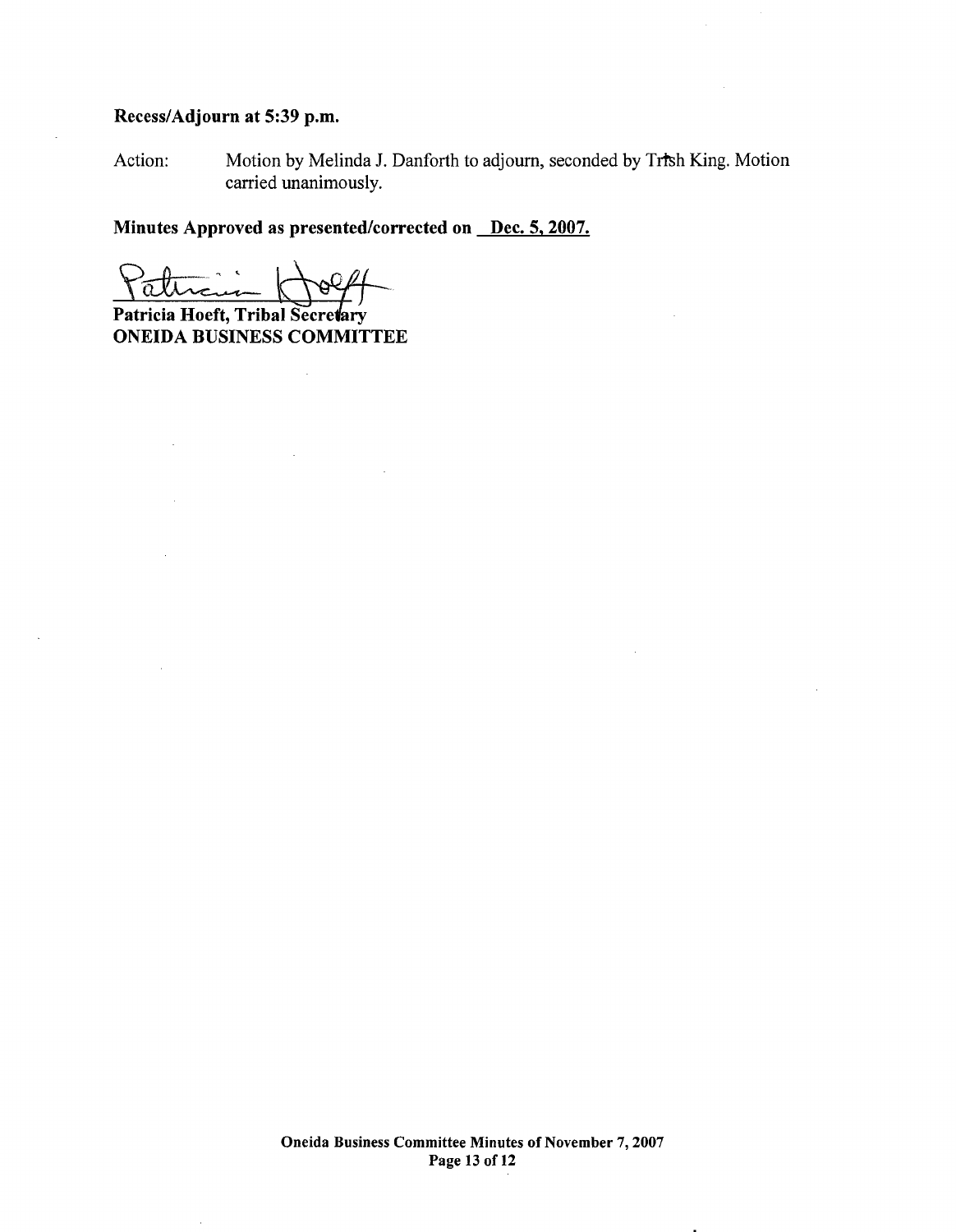**Recess/Adjourn at 5:39 p.m.**

Action: Motion by Melinda J. Danforth to adjourn, seconded by Trish King. Motion carried unanimously.

**Minutes Approved as presented/corrected on Dec. 5, 2007.**

**Patricia Hoeft, Tribal Secretary**
**ONEIDA BUSINESS COMMITTEE**